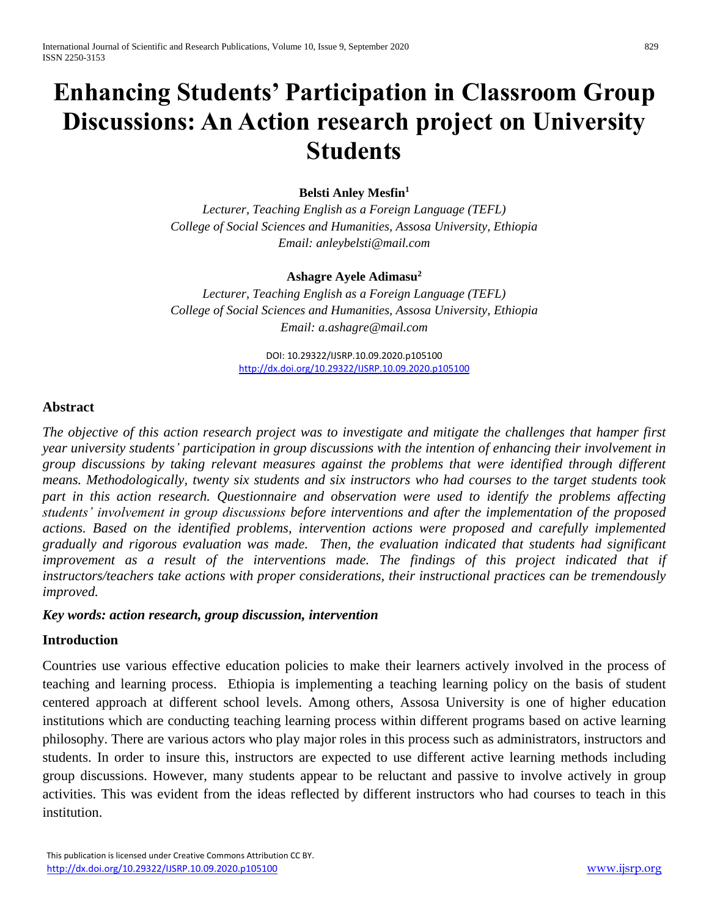# Enhancing Students' Participation in Classroom Group Discussions: An Action research project on University Students

**Belsti Anley Mesfin[1]**

*Lecturer, Teaching English as a Foreign Language (TEFL)*
*College of Social Sciences and Humanities, Assosa University, Ethiopia*
*Email: anleybelsti@mail.com*

**Ashagre Ayele Adimasu[2]**

*Lecturer, Teaching English as a Foreign Language (TEFL)*
*College of Social Sciences and Humanities, Assosa University, Ethiopia*
*Email: a.ashagre@mail.com*

DOI: 10.29322/IJSRP.10.09.2020.p105100
http://dx.doi.org/10.29322/IJSRP.10.09.2020.p105100

## Abstract

*The objective of this action research project was to investigate and mitigate the challenges that hamper first year university students' participation in group discussions with the intention of enhancing their involvement in group discussions by taking relevant measures against the problems that were identified through different means. Methodologically, twenty six students and six instructors who had courses to the target students took part in this action research. Questionnaire and observation were used to identify the problems affecting students' involvement in group discussions before interventions and after the implementation of the proposed actions. Based on the identified problems, intervention actions were proposed and carefully implemented gradually and rigorous evaluation was made. Then, the evaluation indicated that students had significant improvement as a result of the interventions made. The findings of this project indicated that if instructors/teachers take actions with proper considerations, their instructional practices can be tremendously improved.*

***Key words: action research, group discussion, intervention***

## Introduction

Countries use various effective education policies to make their learners actively involved in the process of teaching and learning process. Ethiopia is implementing a teaching learning policy on the basis of student centered approach at different school levels. Among others, Assosa University is one of higher education institutions which are conducting teaching learning process within different programs based on active learning philosophy. There are various actors who play major roles in this process such as administrators, instructors and students. In order to insure this, instructors are expected to use different active learning methods including group discussions. However, many students appear to be reluctant and passive to involve actively in group activities. This was evident from the ideas reflected by different instructors who had courses to teach in this institution.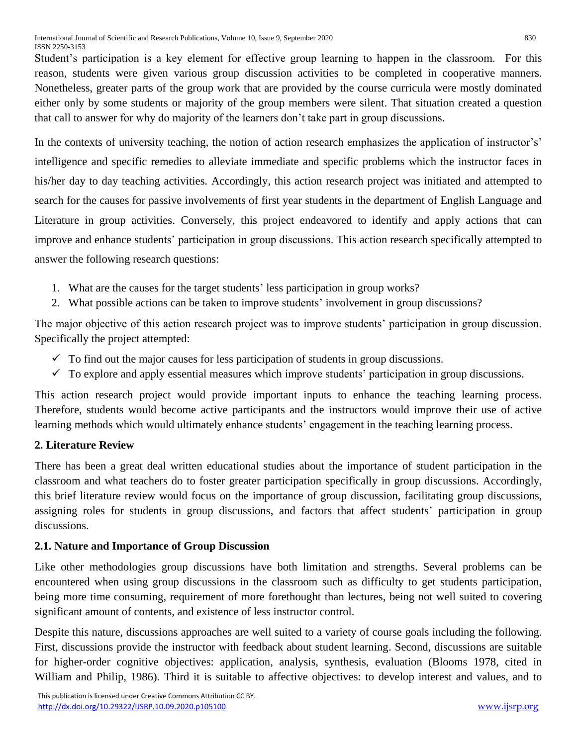Student's participation is a key element for effective group learning to happen in the classroom. For this reason, students were given various group discussion activities to be completed in cooperative manners. Nonetheless, greater parts of the group work that are provided by the course curricula were mostly dominated either only by some students or majority of the group members were silent. That situation created a question that call to answer for why do majority of the learners don't take part in group discussions.

In the contexts of university teaching, the notion of action research emphasizes the application of instructor's' intelligence and specific remedies to alleviate immediate and specific problems which the instructor faces in his/her day to day teaching activities. Accordingly, this action research project was initiated and attempted to search for the causes for passive involvements of first year students in the department of English Language and Literature in group activities. Conversely, this project endeavored to identify and apply actions that can improve and enhance students' participation in group discussions. This action research specifically attempted to answer the following research questions:

1. What are the causes for the target students' less participation in group works?
2. What possible actions can be taken to improve students' involvement in group discussions?

The major objective of this action research project was to improve students' participation in group discussion. Specifically the project attempted:

- ✓ To find out the major causes for less participation of students in group discussions.
- ✓ To explore and apply essential measures which improve students' participation in group discussions.

This action research project would provide important inputs to enhance the teaching learning process. Therefore, students would become active participants and the instructors would improve their use of active learning methods which would ultimately enhance students' engagement in the teaching learning process.

## 2. Literature Review

There has been a great deal written educational studies about the importance of student participation in the classroom and what teachers do to foster greater participation specifically in group discussions. Accordingly, this brief literature review would focus on the importance of group discussion, facilitating group discussions, assigning roles for students in group discussions, and factors that affect students' participation in group discussions.

### 2.1. Nature and Importance of Group Discussion

Like other methodologies group discussions have both limitation and strengths. Several problems can be encountered when using group discussions in the classroom such as difficulty to get students participation, being more time consuming, requirement of more forethought than lectures, being not well suited to covering significant amount of contents, and existence of less instructor control.

Despite this nature, discussions approaches are well suited to a variety of course goals including the following. First, discussions provide the instructor with feedback about student learning. Second, discussions are suitable for higher-order cognitive objectives: application, analysis, synthesis, evaluation (Blooms 1978, cited in William and Philip, 1986). Third it is suitable to affective objectives: to develop interest and values, and to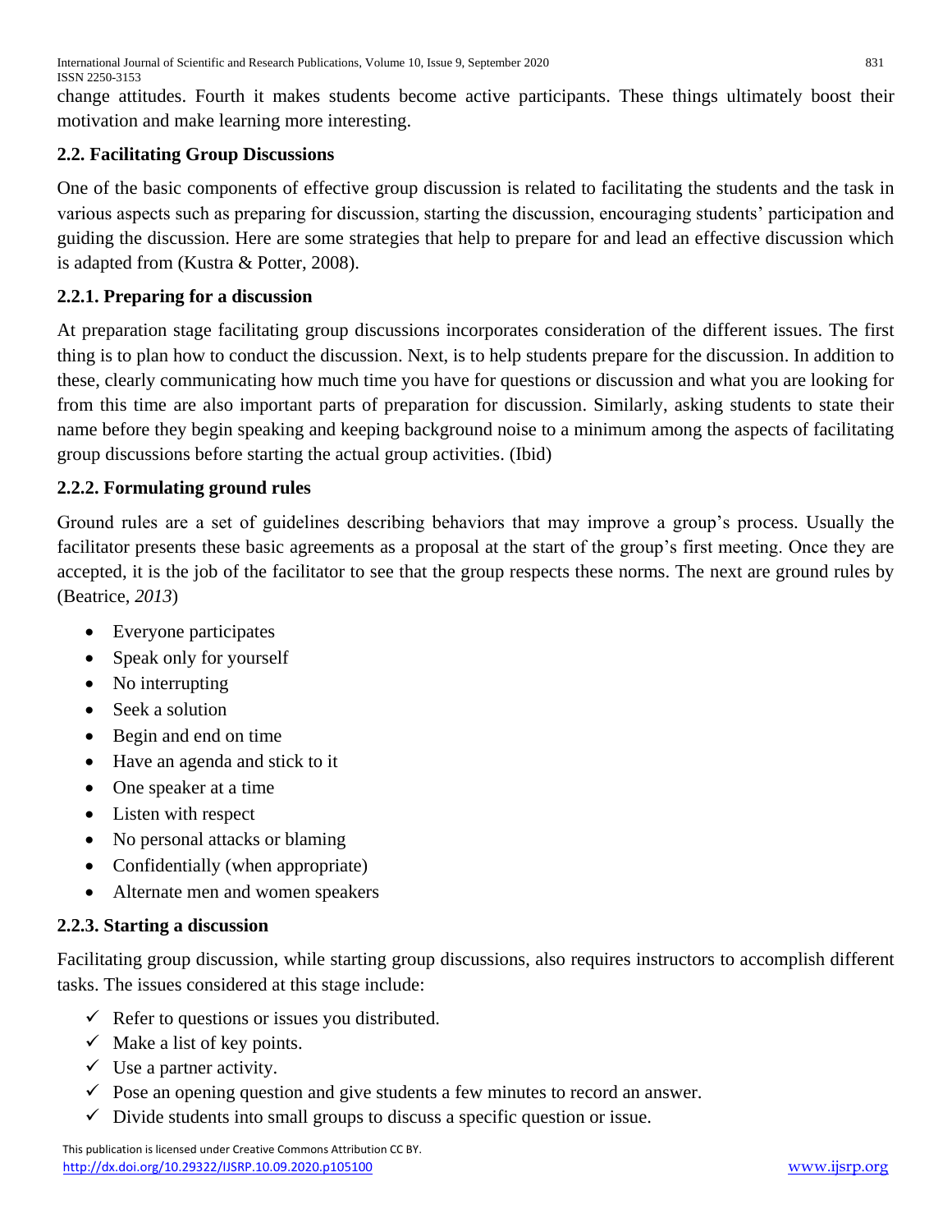change attitudes. Fourth it makes students become active participants. These things ultimately boost their motivation and make learning more interesting.

### 2.2. Facilitating Group Discussions

One of the basic components of effective group discussion is related to facilitating the students and the task in various aspects such as preparing for discussion, starting the discussion, encouraging students' participation and guiding the discussion. Here are some strategies that help to prepare for and lead an effective discussion which is adapted from (Kustra & Potter, 2008).

#### 2.2.1. Preparing for a discussion

At preparation stage facilitating group discussions incorporates consideration of the different issues. The first thing is to plan how to conduct the discussion. Next, is to help students prepare for the discussion. In addition to these, clearly communicating how much time you have for questions or discussion and what you are looking for from this time are also important parts of preparation for discussion. Similarly, asking students to state their name before they begin speaking and keeping background noise to a minimum among the aspects of facilitating group discussions before starting the actual group activities. (Ibid)

#### 2.2.2. Formulating ground rules

Ground rules are a set of guidelines describing behaviors that may improve a group's process. Usually the facilitator presents these basic agreements as a proposal at the start of the group's first meeting. Once they are accepted, it is the job of the facilitator to see that the group respects these norms. The next are ground rules by (Beatrice, *2013*)

- Everyone participates
- Speak only for yourself
- No interrupting
- Seek a solution
- Begin and end on time
- Have an agenda and stick to it
- One speaker at a time
- Listen with respect
- No personal attacks or blaming
- Confidentially (when appropriate)
- Alternate men and women speakers

#### 2.2.3. Starting a discussion

Facilitating group discussion, while starting group discussions, also requires instructors to accomplish different tasks. The issues considered at this stage include:

- ✓ Refer to questions or issues you distributed.
- ✓ Make a list of key points.
- ✓ Use a partner activity.
- ✓ Pose an opening question and give students a few minutes to record an answer.
- ✓ Divide students into small groups to discuss a specific question or issue.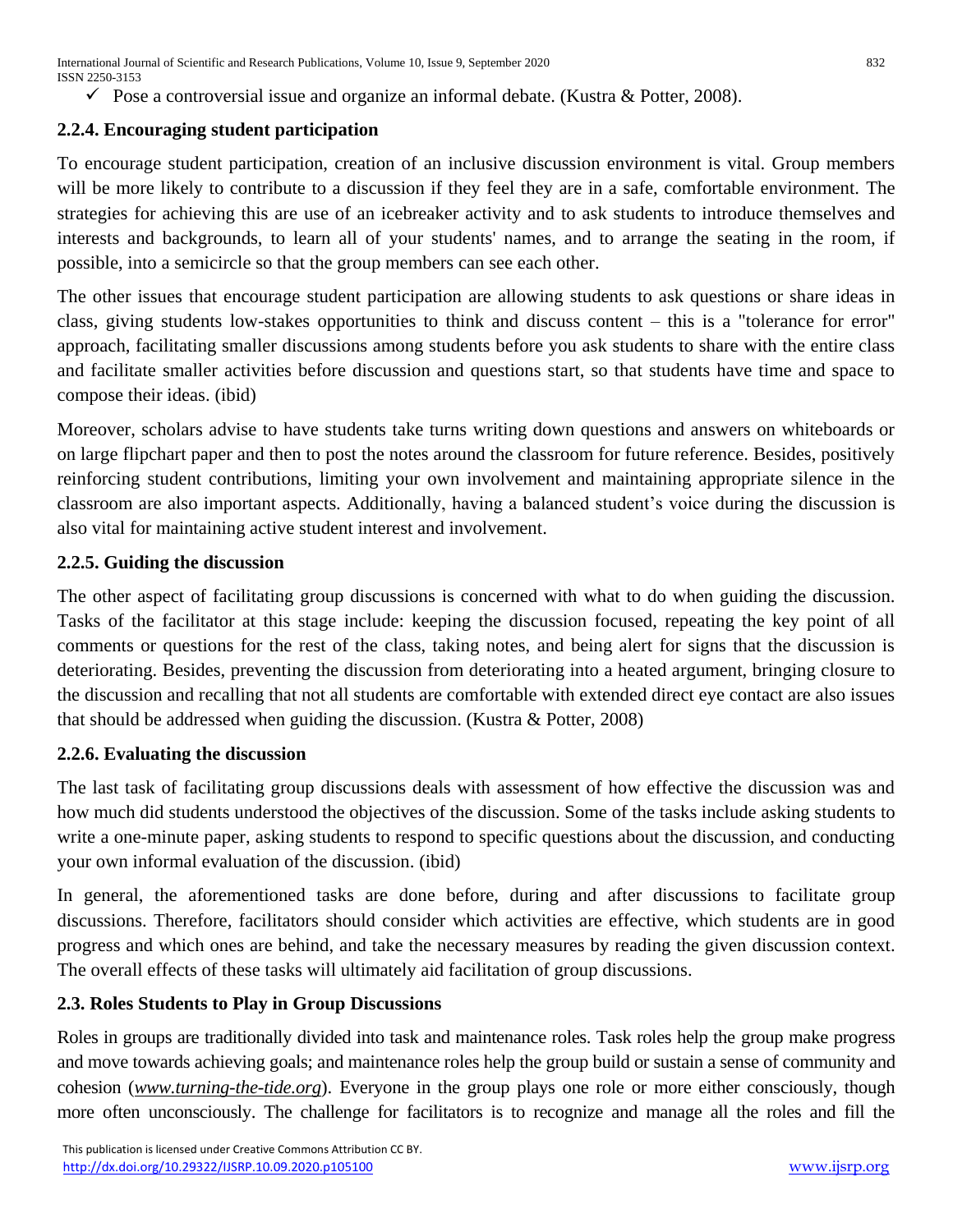- ✓ Pose a controversial issue and organize an informal debate. (Kustra & Potter, 2008).

### 2.2.4. Encouraging student participation

To encourage student participation, creation of an inclusive discussion environment is vital. Group members will be more likely to contribute to a discussion if they feel they are in a safe, comfortable environment. The strategies for achieving this are use of an icebreaker activity and to ask students to introduce themselves and interests and backgrounds, to learn all of your students' names, and to arrange the seating in the room, if possible, into a semicircle so that the group members can see each other.

The other issues that encourage student participation are allowing students to ask questions or share ideas in class, giving students low-stakes opportunities to think and discuss content – this is a "tolerance for error" approach, facilitating smaller discussions among students before you ask students to share with the entire class and facilitate smaller activities before discussion and questions start, so that students have time and space to compose their ideas. (ibid)

Moreover, scholars advise to have students take turns writing down questions and answers on whiteboards or on large flipchart paper and then to post the notes around the classroom for future reference. Besides, positively reinforcing student contributions, limiting your own involvement and maintaining appropriate silence in the classroom are also important aspects. Additionally, having a balanced student's voice during the discussion is also vital for maintaining active student interest and involvement.

### 2.2.5. Guiding the discussion

The other aspect of facilitating group discussions is concerned with what to do when guiding the discussion. Tasks of the facilitator at this stage include: keeping the discussion focused, repeating the key point of all comments or questions for the rest of the class, taking notes, and being alert for signs that the discussion is deteriorating. Besides, preventing the discussion from deteriorating into a heated argument, bringing closure to the discussion and recalling that not all students are comfortable with extended direct eye contact are also issues that should be addressed when guiding the discussion. (Kustra & Potter, 2008)

### 2.2.6. Evaluating the discussion

The last task of facilitating group discussions deals with assessment of how effective the discussion was and how much did students understood the objectives of the discussion. Some of the tasks include asking students to write a one-minute paper, asking students to respond to specific questions about the discussion, and conducting your own informal evaluation of the discussion. (ibid)

In general, the aforementioned tasks are done before, during and after discussions to facilitate group discussions. Therefore, facilitators should consider which activities are effective, which students are in good progress and which ones are behind, and take the necessary measures by reading the given discussion context. The overall effects of these tasks will ultimately aid facilitation of group discussions.

## 2.3. Roles Students to Play in Group Discussions

Roles in groups are traditionally divided into task and maintenance roles. Task roles help the group make progress and move towards achieving goals; and maintenance roles help the group build or sustain a sense of community and cohesion (*www.turning-the-tide.org*). Everyone in the group plays one role or more either consciously, though more often unconsciously. The challenge for facilitators is to recognize and manage all the roles and fill the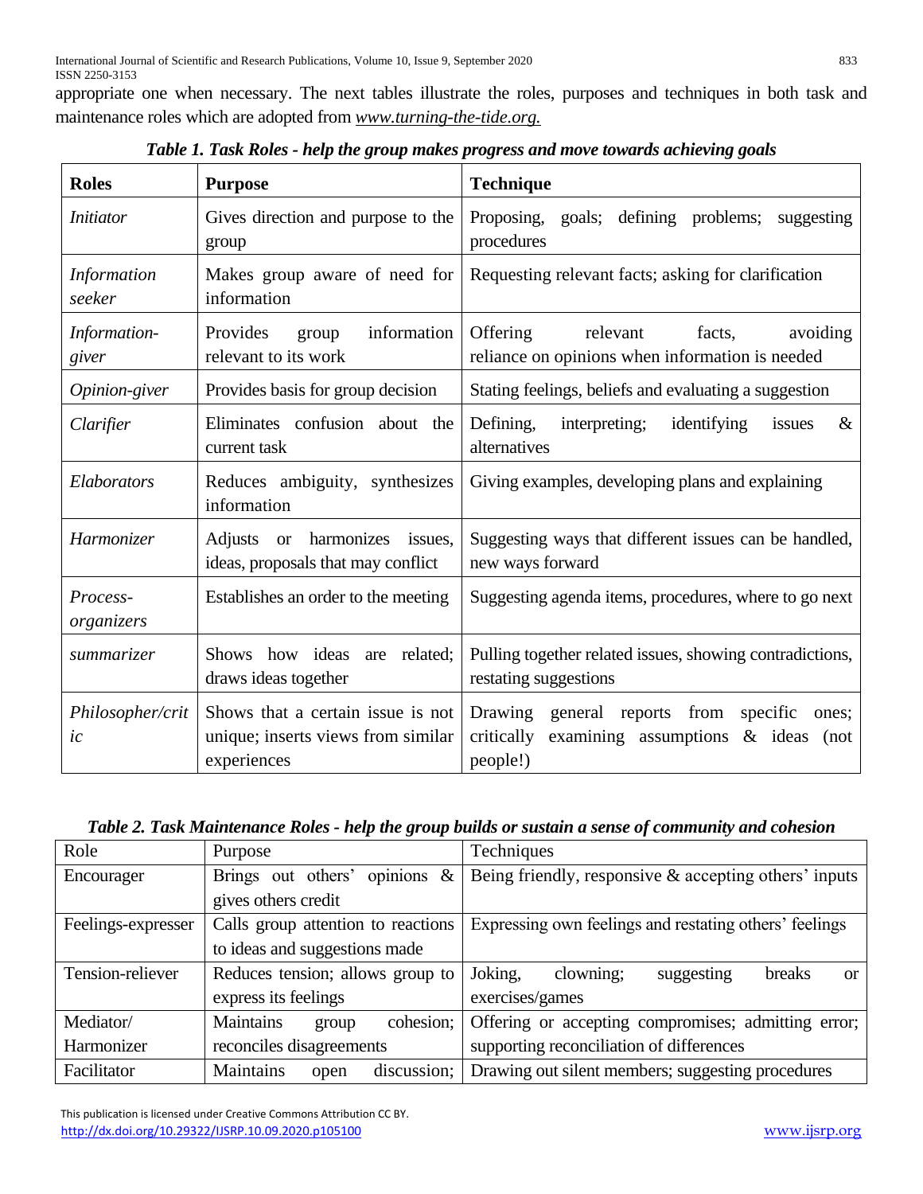appropriate one when necessary. The next tables illustrate the roles, purposes and techniques in both task and maintenance roles which are adopted from *www.turning-the-tide.org.*

***Table 1. Task Roles - help the group makes progress and move towards achieving goals***

| **Roles** | **Purpose** | **Technique** |
|---|---|---|
| *Initiator* | Gives direction and purpose to the group | Proposing, goals; defining problems; suggesting procedures |
| *Information seeker* | Makes group aware of need for information | Requesting relevant facts; asking for clarification |
| *Information-giver* | Provides group information relevant to its work | Offering relevant facts, avoiding reliance on opinions when information is needed |
| *Opinion-giver* | Provides basis for group decision | Stating feelings, beliefs and evaluating a suggestion |
| *Clarifier* | Eliminates confusion about the current task | Defining, interpreting; identifying issues & alternatives |
| *Elaborators* | Reduces ambiguity, synthesizes information | Giving examples, developing plans and explaining |
| *Harmonizer* | Adjusts or harmonizes issues, ideas, proposals that may conflict | Suggesting ways that different issues can be handled, new ways forward |
| *Process-organizers* | Establishes an order to the meeting | Suggesting agenda items, procedures, where to go next |
| *summarizer* | Shows how ideas are related; draws ideas together | Pulling together related issues, showing contradictions, restating suggestions |
| *Philosopher/critic* | Shows that a certain issue is not unique; inserts views from similar experiences | Drawing general reports from specific ones; critically examining assumptions & ideas (not people!) |

***Table 2. Task Maintenance Roles - help the group builds or sustain a sense of community and cohesion***

| Role | Purpose | Techniques |
|---|---|---|
| Encourager | Brings out others' opinions & gives others credit | Being friendly, responsive & accepting others' inputs |
| Feelings-expresser | Calls group attention to reactions to ideas and suggestions made | Expressing own feelings and restating others' feelings |
| Tension-reliever | Reduces tension; allows group to express its feelings | Joking, clowning; suggesting breaks or exercises/games |
| Mediator/ Harmonizer | Maintains group cohesion; reconciles disagreements | Offering or accepting compromises; admitting error; supporting reconciliation of differences |
| Facilitator | Maintains open discussion; | Drawing out silent members; suggesting procedures |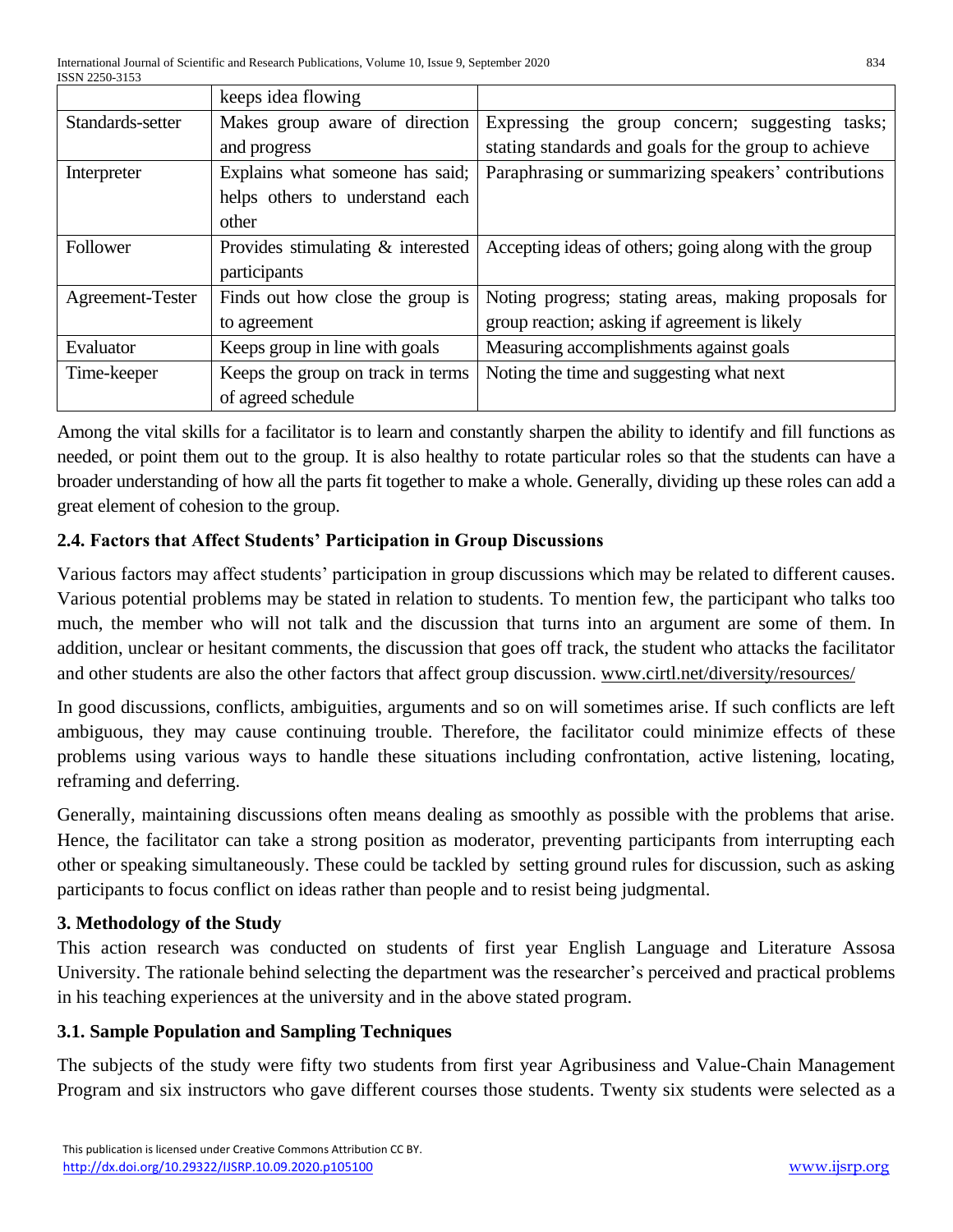| | keeps idea flowing | |
|---|---|---|
| Standards-setter | Makes group aware of direction and progress | Expressing the group concern; suggesting tasks; stating standards and goals for the group to achieve |
| Interpreter | Explains what someone has said; helps others to understand each other | Paraphrasing or summarizing speakers' contributions |
| Follower | Provides stimulating & interested participants | Accepting ideas of others; going along with the group |
| Agreement-Tester | Finds out how close the group is to agreement | Noting progress; stating areas, making proposals for group reaction; asking if agreement is likely |
| Evaluator | Keeps group in line with goals | Measuring accomplishments against goals |
| Time-keeper | Keeps the group on track in terms of agreed schedule | Noting the time and suggesting what next |

Among the vital skills for a facilitator is to learn and constantly sharpen the ability to identify and fill functions as needed, or point them out to the group. It is also healthy to rotate particular roles so that the students can have a broader understanding of how all the parts fit together to make a whole. Generally, dividing up these roles can add a great element of cohesion to the group.

### 2.4. Factors that Affect Students' Participation in Group Discussions

Various factors may affect students' participation in group discussions which may be related to different causes. Various potential problems may be stated in relation to students. To mention few, the participant who talks too much, the member who will not talk and the discussion that turns into an argument are some of them. In addition, unclear or hesitant comments, the discussion that goes off track, the student who attacks the facilitator and other students are also the other factors that affect group discussion. www.cirtl.net/diversity/resources/

In good discussions, conflicts, ambiguities, arguments and so on will sometimes arise. If such conflicts are left ambiguous, they may cause continuing trouble. Therefore, the facilitator could minimize effects of these problems using various ways to handle these situations including confrontation, active listening, locating, reframing and deferring.

Generally, maintaining discussions often means dealing as smoothly as possible with the problems that arise. Hence, the facilitator can take a strong position as moderator, preventing participants from interrupting each other or speaking simultaneously. These could be tackled by setting ground rules for discussion, such as asking participants to focus conflict on ideas rather than people and to resist being judgmental.

## 3. Methodology of the Study

This action research was conducted on students of first year English Language and Literature Assosa University. The rationale behind selecting the department was the researcher's perceived and practical problems in his teaching experiences at the university and in the above stated program.

### 3.1. Sample Population and Sampling Techniques

The subjects of the study were fifty two students from first year Agribusiness and Value-Chain Management Program and six instructors who gave different courses those students. Twenty six students were selected as a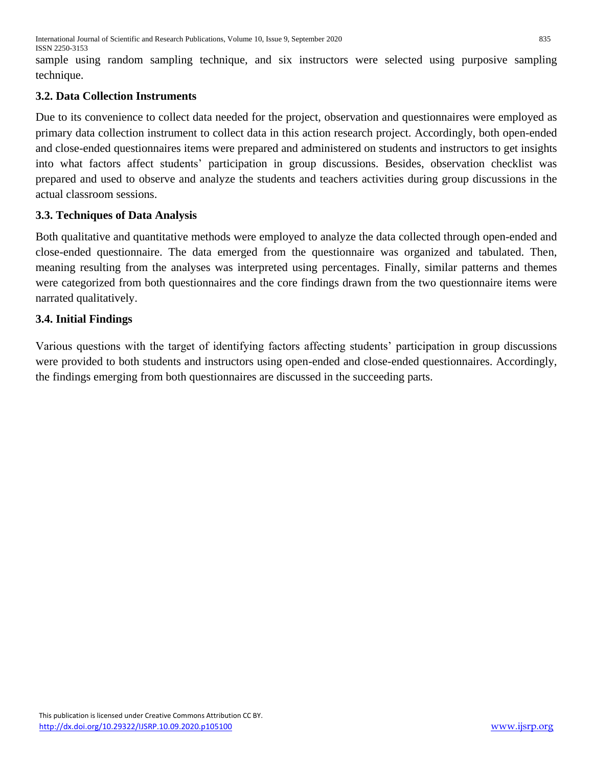sample using random sampling technique, and six instructors were selected using purposive sampling technique.

### 3.2. Data Collection Instruments

Due to its convenience to collect data needed for the project, observation and questionnaires were employed as primary data collection instrument to collect data in this action research project. Accordingly, both open-ended and close-ended questionnaires items were prepared and administered on students and instructors to get insights into what factors affect students' participation in group discussions. Besides, observation checklist was prepared and used to observe and analyze the students and teachers activities during group discussions in the actual classroom sessions.

### 3.3. Techniques of Data Analysis

Both qualitative and quantitative methods were employed to analyze the data collected through open-ended and close-ended questionnaire. The data emerged from the questionnaire was organized and tabulated. Then, meaning resulting from the analyses was interpreted using percentages. Finally, similar patterns and themes were categorized from both questionnaires and the core findings drawn from the two questionnaire items were narrated qualitatively.

### 3.4. Initial Findings

Various questions with the target of identifying factors affecting students' participation in group discussions were provided to both students and instructors using open-ended and close-ended questionnaires. Accordingly, the findings emerging from both questionnaires are discussed in the succeeding parts.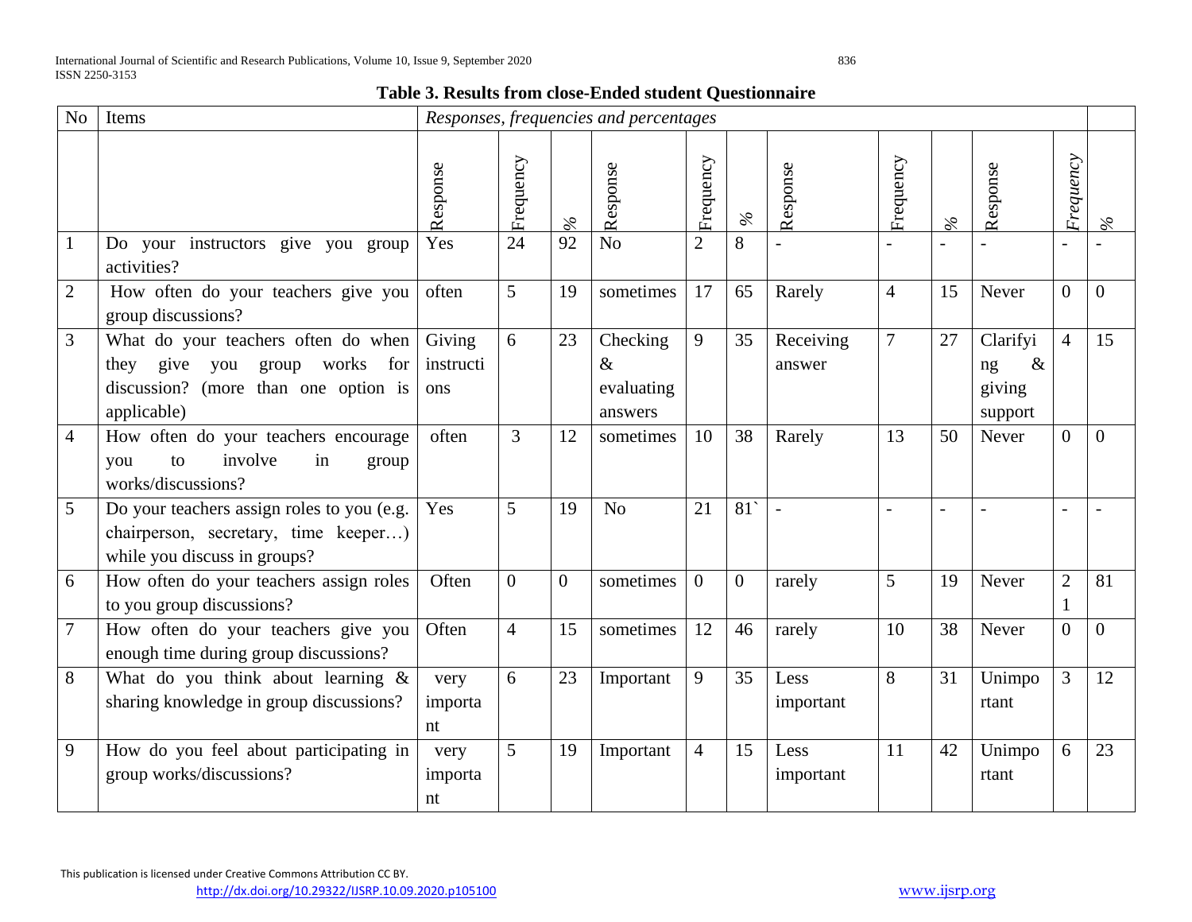**Table 3. Results from close-Ended student Questionnaire**

| No | Items | *Responses, frequencies and percentages* | | | | | | | | | | | | |
|---|---|---|---|---|---|---|---|---|---|---|---|---|---|---|
| | | Response | Frequency | % | Response | Frequency | % | Response | Frequency | % | Response | *Frequency* | % | |
| 1 | Do your instructors give you group activities? | Yes | 24 | 92 | No | 2 | 8 | - | - | - | - | - | - | |
| 2 | How often do your teachers give you group discussions? | often | 5 | 19 | sometimes | 17 | 65 | Rarely | 4 | 15 | Never | 0 | 0 | |
| 3 | What do your teachers often do when they give you group works for discussion? (more than one option is applicable) | Giving instructions | 6 | 23 | Checking & evaluating answers | 9 | 35 | Receiving answer | 7 | 27 | Clarifying & giving support | 4 | 15 | |
| 4 | How often do your teachers encourage you to involve in group works/discussions? | often | 3 | 12 | sometimes | 10 | 38 | Rarely | 13 | 50 | Never | 0 | 0 | |
| 5 | Do your teachers assign roles to you (e.g. chairperson, secretary, time keeper…) while you discuss in groups? | Yes | 5 | 19 | No | 21 | 81` | - | - | - | - | - | - | |
| 6 | How often do your teachers assign roles to you group discussions? | Often | 0 | 0 | sometimes | 0 | 0 | rarely | 5 | 19 | Never | 21 | 81 | |
| 7 | How often do your teachers give you enough time during group discussions? | Often | 4 | 15 | sometimes | 12 | 46 | rarely | 10 | 38 | Never | 0 | 0 | |
| 8 | What do you think about learning & sharing knowledge in group discussions? | very important | 6 | 23 | Important | 9 | 35 | Less important | 8 | 31 | Unimportant | 3 | 12 | |
| 9 | How do you feel about participating in group works/discussions? | very important | 5 | 19 | Important | 4 | 15 | Less important | 11 | 42 | Unimportant | 6 | 23 | |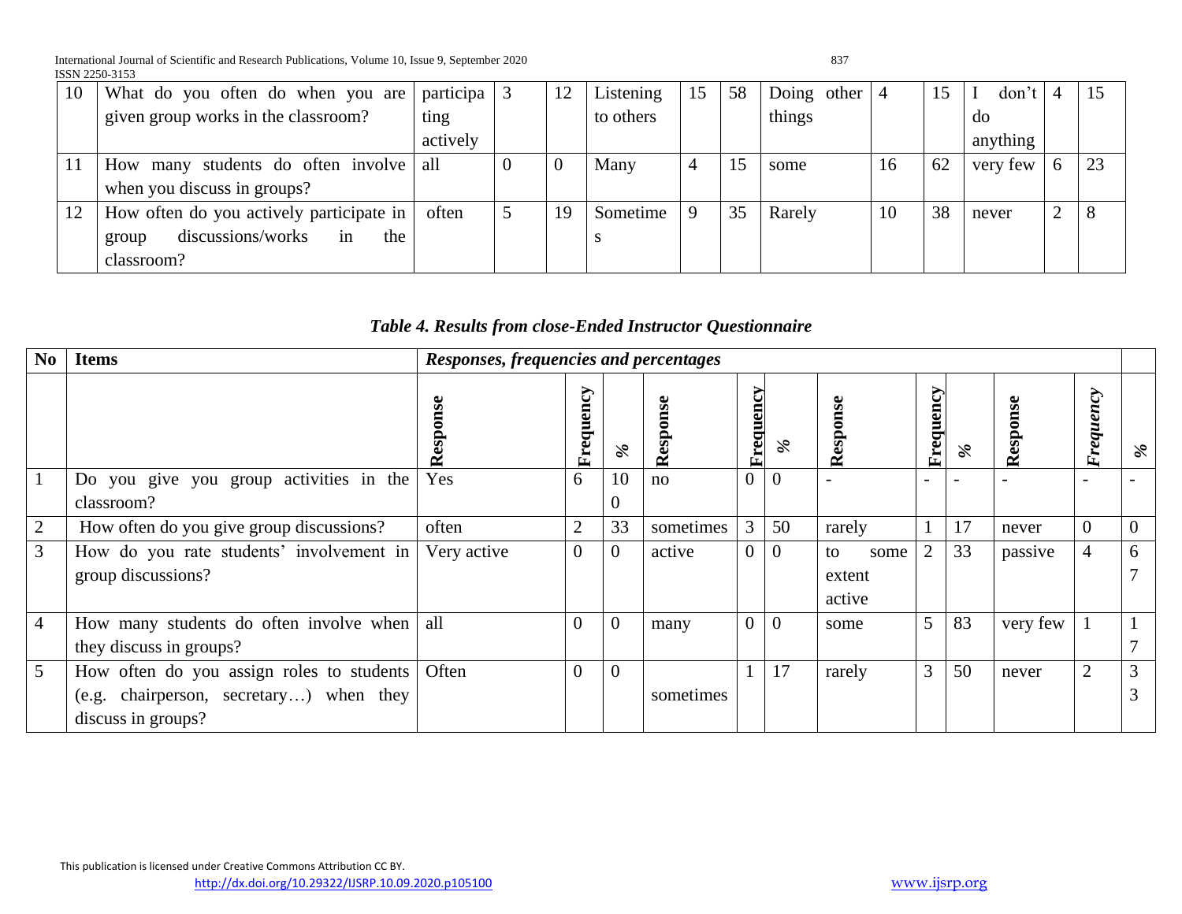| 10 | What do you often do when you are given group works in the classroom? | participating actively | 3 | 12 | Listening to others | 15 | 58 | Doing other things | 4 | 15 | I don't do anything | 4 | 15 |
|---|---|---|---|---|---|---|---|---|---|---|---|---|---|
| 11 | How many students do often involve when you discuss in groups? | all | 0 | 0 | Many | 4 | 15 | some | 16 | 62 | very few | 6 | 23 |
| 12 | How often do you actively participate in group discussions/works in the classroom? | often | 5 | 19 | Sometimes | 9 | 35 | Rarely | 10 | 38 | never | 2 | 8 |

***Table 4. Results from close-Ended Instructor Questionnaire***

| No | Items | *Responses, frequencies and percentages* | | | | | | | | | | | |
|---|---|---|---|---|---|---|---|---|---|---|---|---|---|
| | | **Response** | **Frequency** | **%** | **Response** | **Frequency** | **%** | **Response** | **Frequency** | **%** | **Response** | ***Frequency*** | **%** |
| 1 | Do you give you group activities in the classroom? | Yes | 6 | 100 | no | 0 | 0 | - | - | - | - | - | - |
| 2 | How often do you give group discussions? | often | 2 | 33 | sometimes | 3 | 50 | rarely | 1 | 17 | never | 0 | 0 |
| 3 | How do you rate students' involvement in group discussions? | Very active | 0 | 0 | active | 0 | 0 | to some extent active | 2 | 33 | passive | 4 | 67 |
| 4 | How many students do often involve when they discuss in groups? | all | 0 | 0 | many | 0 | 0 | some | 5 | 83 | very few | 1 | 17 |
| 5 | How often do you assign roles to students (e.g. chairperson, secretary…) when they discuss in groups? | Often | 0 | 0 | sometimes | 1 | 17 | rarely | 3 | 50 | never | 2 | 33 |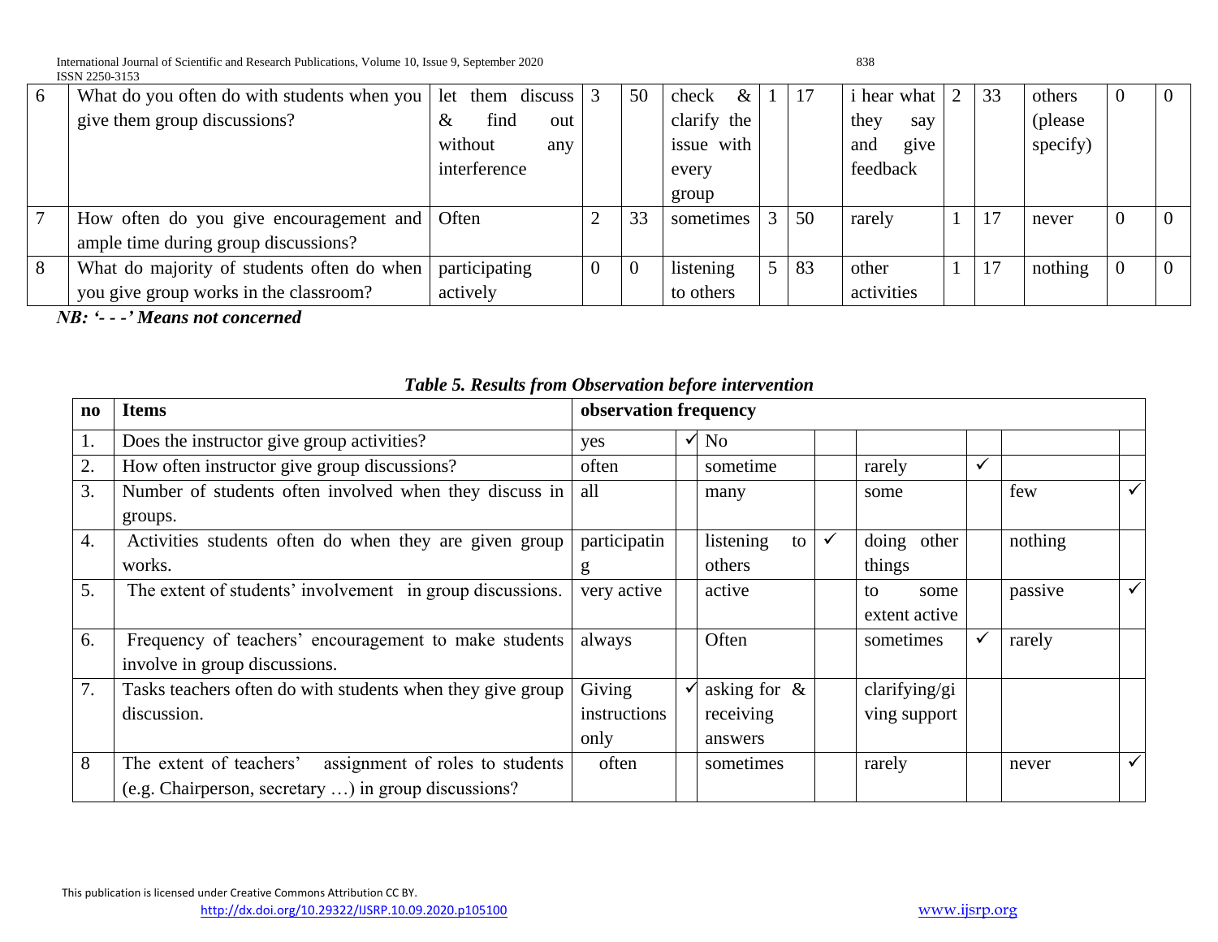| 6 | What do you often do with students when you give them group discussions? | let them discuss & find out without any interference | 3 | 50 | check & clarify the issue with every group | 1 | 17 | i hear what they say and give feedback | 2 | 33 | others (please specify) | 0 | 0 |
|---|---|---|---|---|---|---|---|---|---|---|---|---|---|
| 7 | How often do you give encouragement and ample time during group discussions? | Often | 2 | 33 | sometimes | 3 | 50 | rarely | 1 | 17 | never | 0 | 0 |
| 8 | What do majority of students often do when you give group works in the classroom? | participating actively | 0 | 0 | listening to others | 5 | 83 | other activities | 1 | 17 | nothing | 0 | 0 |

***NB: '- - -' Means not concerned***

***Table 5. Results from Observation before intervention***

| no | Items | observation frequency | | | | | | | |
|---|---|---|---|---|---|---|---|---|---|
| 1. | Does the instructor give group activities? | yes | ✓ | No | | | | | |
| 2. | How often instructor give group discussions? | often | | sometime | | rarely | ✓ | | |
| 3. | Number of students often involved when they discuss in groups. | all | | many | | some | | few | ✓ |
| 4. | Activities students often do when they are given group works. | participating | | listening to others | ✓ | doing other things | | nothing | |
| 5. | The extent of students' involvement in group discussions. | very active | | active | | to some extent active | | passive | ✓ |
| 6. | Frequency of teachers' encouragement to make students involve in group discussions. | always | | Often | | sometimes | ✓ | rarely | |
| 7. | Tasks teachers often do with students when they give group discussion. | Giving instructions only | ✓ | asking for & receiving answers | | clarifying/giving support | | | |
| 8 | The extent of teachers' assignment of roles to students (e.g. Chairperson, secretary …) in group discussions? | often | | sometimes | | rarely | | never | ✓ |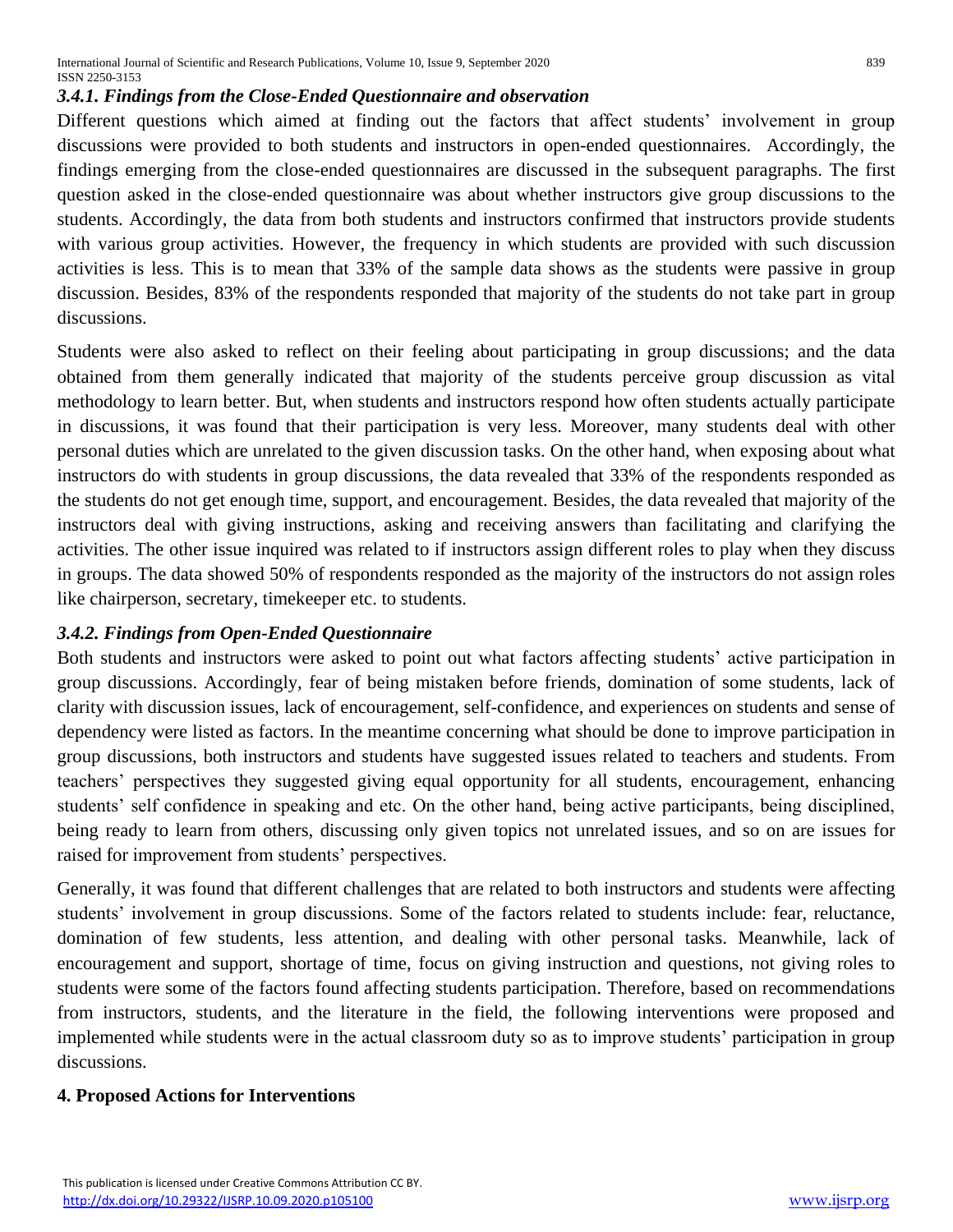### *3.4.1. Findings from the Close-Ended Questionnaire and observation*

Different questions which aimed at finding out the factors that affect students' involvement in group discussions were provided to both students and instructors in open-ended questionnaires. Accordingly, the findings emerging from the close-ended questionnaires are discussed in the subsequent paragraphs. The first question asked in the close-ended questionnaire was about whether instructors give group discussions to the students. Accordingly, the data from both students and instructors confirmed that instructors provide students with various group activities. However, the frequency in which students are provided with such discussion activities is less. This is to mean that 33% of the sample data shows as the students were passive in group discussion. Besides, 83% of the respondents responded that majority of the students do not take part in group discussions.

Students were also asked to reflect on their feeling about participating in group discussions; and the data obtained from them generally indicated that majority of the students perceive group discussion as vital methodology to learn better. But, when students and instructors respond how often students actually participate in discussions, it was found that their participation is very less. Moreover, many students deal with other personal duties which are unrelated to the given discussion tasks. On the other hand, when exposing about what instructors do with students in group discussions, the data revealed that 33% of the respondents responded as the students do not get enough time, support, and encouragement. Besides, the data revealed that majority of the instructors deal with giving instructions, asking and receiving answers than facilitating and clarifying the activities. The other issue inquired was related to if instructors assign different roles to play when they discuss in groups. The data showed 50% of respondents responded as the majority of the instructors do not assign roles like chairperson, secretary, timekeeper etc. to students.

### *3.4.2. Findings from Open-Ended Questionnaire*

Both students and instructors were asked to point out what factors affecting students' active participation in group discussions. Accordingly, fear of being mistaken before friends, domination of some students, lack of clarity with discussion issues, lack of encouragement, self-confidence, and experiences on students and sense of dependency were listed as factors. In the meantime concerning what should be done to improve participation in group discussions, both instructors and students have suggested issues related to teachers and students. From teachers' perspectives they suggested giving equal opportunity for all students, encouragement, enhancing students' self confidence in speaking and etc. On the other hand, being active participants, being disciplined, being ready to learn from others, discussing only given topics not unrelated issues, and so on are issues for raised for improvement from students' perspectives.

Generally, it was found that different challenges that are related to both instructors and students were affecting students' involvement in group discussions. Some of the factors related to students include: fear, reluctance, domination of few students, less attention, and dealing with other personal tasks. Meanwhile, lack of encouragement and support, shortage of time, focus on giving instruction and questions, not giving roles to students were some of the factors found affecting students participation. Therefore, based on recommendations from instructors, students, and the literature in the field, the following interventions were proposed and implemented while students were in the actual classroom duty so as to improve students' participation in group discussions.

## 4. Proposed Actions for Interventions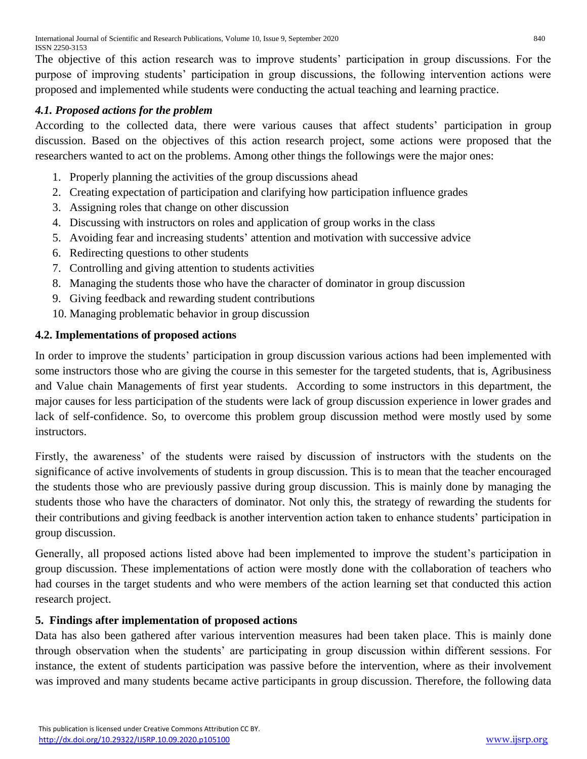The objective of this action research was to improve students' participation in group discussions. For the purpose of improving students' participation in group discussions, the following intervention actions were proposed and implemented while students were conducting the actual teaching and learning practice.

### *4.1. Proposed actions for the problem*

According to the collected data, there were various causes that affect students' participation in group discussion. Based on the objectives of this action research project, some actions were proposed that the researchers wanted to act on the problems. Among other things the followings were the major ones:

1. Properly planning the activities of the group discussions ahead
2. Creating expectation of participation and clarifying how participation influence grades
3. Assigning roles that change on other discussion
4. Discussing with instructors on roles and application of group works in the class
5. Avoiding fear and increasing students' attention and motivation with successive advice
6. Redirecting questions to other students
7. Controlling and giving attention to students activities
8. Managing the students those who have the character of dominator in group discussion
9. Giving feedback and rewarding student contributions
10. Managing problematic behavior in group discussion

### 4.2. Implementations of proposed actions

In order to improve the students' participation in group discussion various actions had been implemented with some instructors those who are giving the course in this semester for the targeted students, that is, Agribusiness and Value chain Managements of first year students. According to some instructors in this department, the major causes for less participation of the students were lack of group discussion experience in lower grades and lack of self-confidence. So, to overcome this problem group discussion method were mostly used by some instructors.

Firstly, the awareness' of the students were raised by discussion of instructors with the students on the significance of active involvements of students in group discussion. This is to mean that the teacher encouraged the students those who are previously passive during group discussion. This is mainly done by managing the students those who have the characters of dominator. Not only this, the strategy of rewarding the students for their contributions and giving feedback is another intervention action taken to enhance students' participation in group discussion.

Generally, all proposed actions listed above had been implemented to improve the student's participation in group discussion. These implementations of action were mostly done with the collaboration of teachers who had courses in the target students and who were members of the action learning set that conducted this action research project.

## 5. Findings after implementation of proposed actions

Data has also been gathered after various intervention measures had been taken place. This is mainly done through observation when the students' are participating in group discussion within different sessions. For instance, the extent of students participation was passive before the intervention, where as their involvement was improved and many students became active participants in group discussion. Therefore, the following data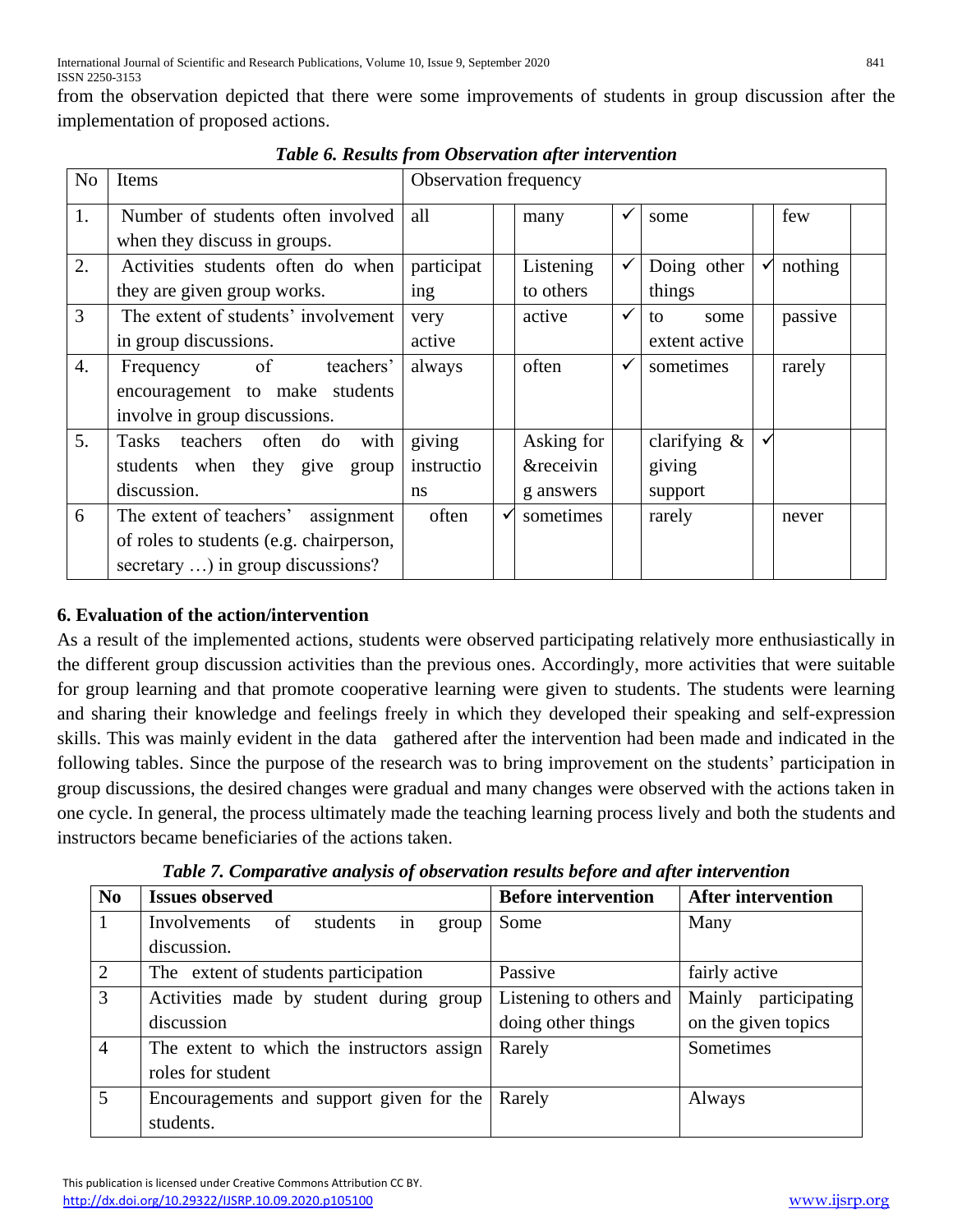from the observation depicted that there were some improvements of students in group discussion after the implementation of proposed actions.

*Table 6. Results from Observation after intervention*

| No | Items | Observation frequency | | | | | | | |
|---|---|---|---|---|---|---|---|---|---|
| 1. | Number of students often involved when they discuss in groups. | all | | many | ✓ | some | | few | |
| 2. | Activities students often do when they are given group works. | participating | | Listening to others | ✓ | Doing other things | ✓ | nothing | |
| 3 | The extent of students' involvement in group discussions. | very active | | active | ✓ | to some extent active | | passive | |
| 4. | Frequency of teachers' encouragement to make students involve in group discussions. | always | | often | ✓ | sometimes | | rarely | |
| 5. | Tasks teachers often do with students when they give group discussion. | giving instructions | | Asking for &receiving answers | | clarifying & giving support | ✓ | | |
| 6 | The extent of teachers' assignment of roles to students (e.g. chairperson, secretary …) in group discussions? | often | ✓ | sometimes | | rarely | | never | |

## 6. Evaluation of the action/intervention

As a result of the implemented actions, students were observed participating relatively more enthusiastically in the different group discussion activities than the previous ones. Accordingly, more activities that were suitable for group learning and that promote cooperative learning were given to students. The students were learning and sharing their knowledge and feelings freely in which they developed their speaking and self-expression skills. This was mainly evident in the data gathered after the intervention had been made and indicated in the following tables. Since the purpose of the research was to bring improvement on the students' participation in group discussions, the desired changes were gradual and many changes were observed with the actions taken in one cycle. In general, the process ultimately made the teaching learning process lively and both the students and instructors became beneficiaries of the actions taken.

*Table 7. Comparative analysis of observation results before and after intervention*

| No | Issues observed | Before intervention | After intervention |
|---|---|---|---|
| 1 | Involvements of students in group discussion. | Some | Many |
| 2 | The extent of students participation | Passive | fairly active |
| 3 | Activities made by student during group discussion | Listening to others and doing other things | Mainly participating on the given topics |
| 4 | The extent to which the instructors assign roles for student | Rarely | Sometimes |
| 5 | Encouragements and support given for the students. | Rarely | Always |

This publication is licensed under Creative Commons Attribution CC BY.
http://dx.doi.org/10.29322/IJSRP.10.09.2020.p105100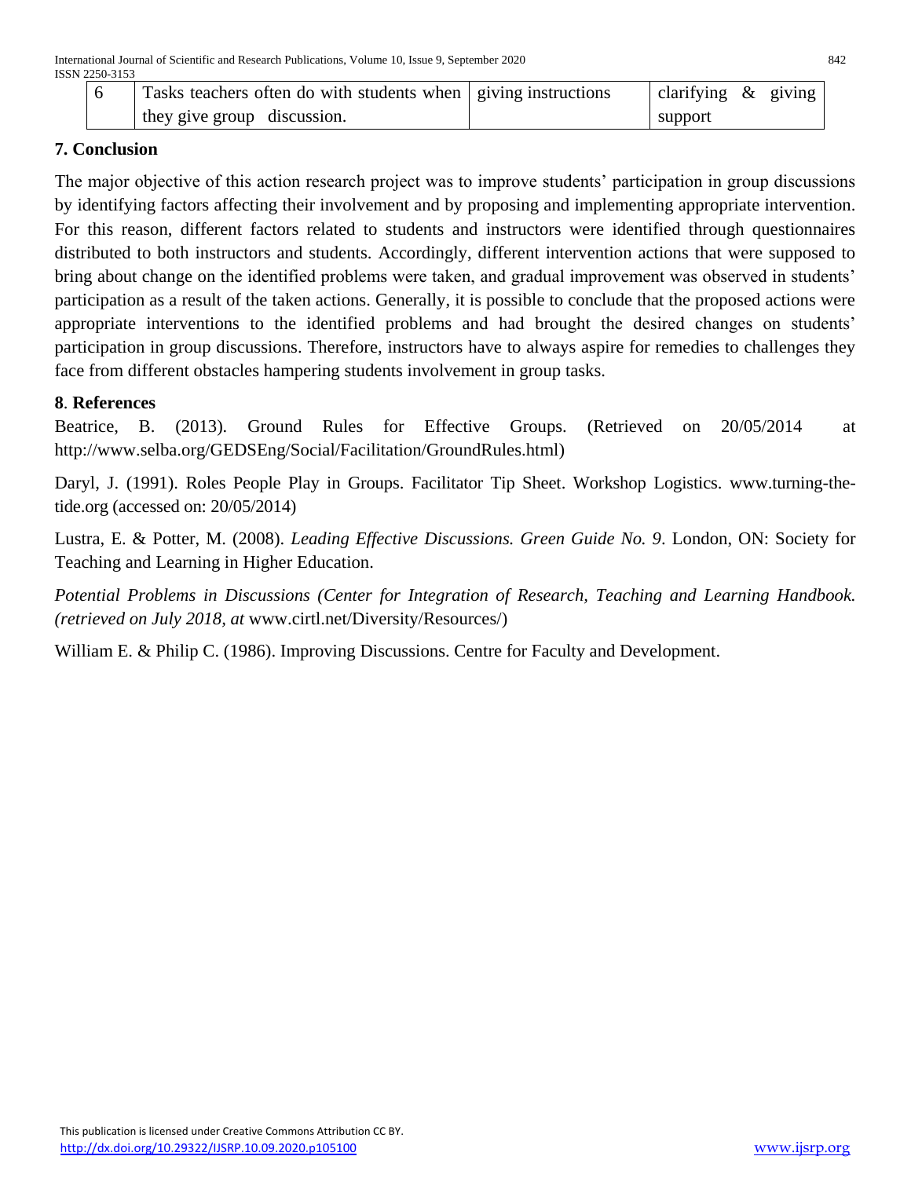| | | | |
|---|---|---|---|
| 6 | Tasks teachers often do with students when they give group discussion. | giving instructions | clarifying & giving support |

## 7. Conclusion

The major objective of this action research project was to improve students' participation in group discussions by identifying factors affecting their involvement and by proposing and implementing appropriate intervention. For this reason, different factors related to students and instructors were identified through questionnaires distributed to both instructors and students. Accordingly, different intervention actions that were supposed to bring about change on the identified problems were taken, and gradual improvement was observed in students' participation as a result of the taken actions. Generally, it is possible to conclude that the proposed actions were appropriate interventions to the identified problems and had brought the desired changes on students' participation in group discussions. Therefore, instructors have to always aspire for remedies to challenges they face from different obstacles hampering students involvement in group tasks.

## 8. References

Beatrice, B. (2013). Ground Rules for Effective Groups. (Retrieved on 20/05/2014 at http://www.selba.org/GEDSEng/Social/Facilitation/GroundRules.html)

Daryl, J. (1991). Roles People Play in Groups. Facilitator Tip Sheet. Workshop Logistics. www.turning-the-tide.org (accessed on: 20/05/2014)

Lustra, E. & Potter, M. (2008). *Leading Effective Discussions. Green Guide No. 9*. London, ON: Society for Teaching and Learning in Higher Education.

*Potential Problems in Discussions (Center for Integration of Research, Teaching and Learning Handbook. (retrieved on July 2018, at* www.cirtl.net/Diversity/Resources/)

William E. & Philip C. (1986). Improving Discussions. Centre for Faculty and Development.